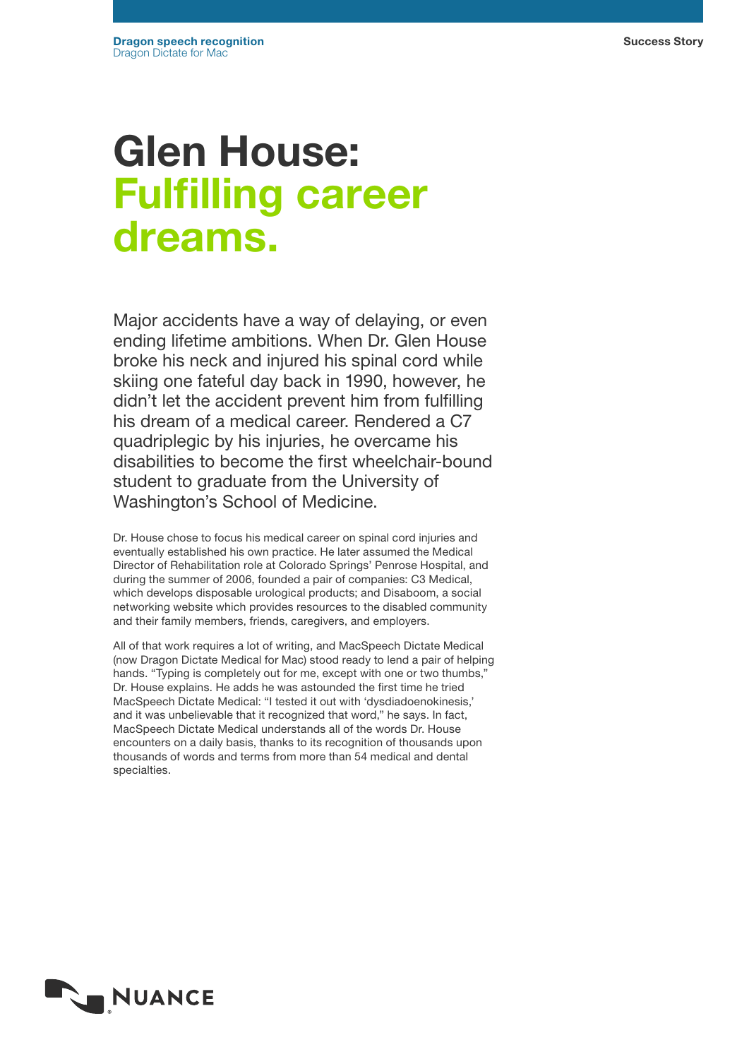**Dragon speech recognition**
Dragon Dictate for Mac

**Success Story**

# Glen House: Fulfilling career dreams.

Major accidents have a way of delaying, or even ending lifetime ambitions. When Dr. Glen House broke his neck and injured his spinal cord while skiing one fateful day back in 1990, however, he didn't let the accident prevent him from fulfilling his dream of a medical career. Rendered a C7 quadriplegic by his injuries, he overcame his disabilities to become the first wheelchair-bound student to graduate from the University of Washington's School of Medicine.

Dr. House chose to focus his medical career on spinal cord injuries and eventually established his own practice. He later assumed the Medical Director of Rehabilitation role at Colorado Springs' Penrose Hospital, and during the summer of 2006, founded a pair of companies: C3 Medical, which develops disposable urological products; and Disaboom, a social networking website which provides resources to the disabled community and their family members, friends, caregivers, and employers.

All of that work requires a lot of writing, and MacSpeech Dictate Medical (now Dragon Dictate Medical for Mac) stood ready to lend a pair of helping hands. "Typing is completely out for me, except with one or two thumbs," Dr. House explains. He adds he was astounded the first time he tried MacSpeech Dictate Medical: "I tested it out with 'dysdiadoenokinesis,' and it was unbelievable that it recognized that word," he says. In fact, MacSpeech Dictate Medical understands all of the words Dr. House encounters on a daily basis, thanks to its recognition of thousands upon thousands of words and terms from more than 54 medical and dental specialties.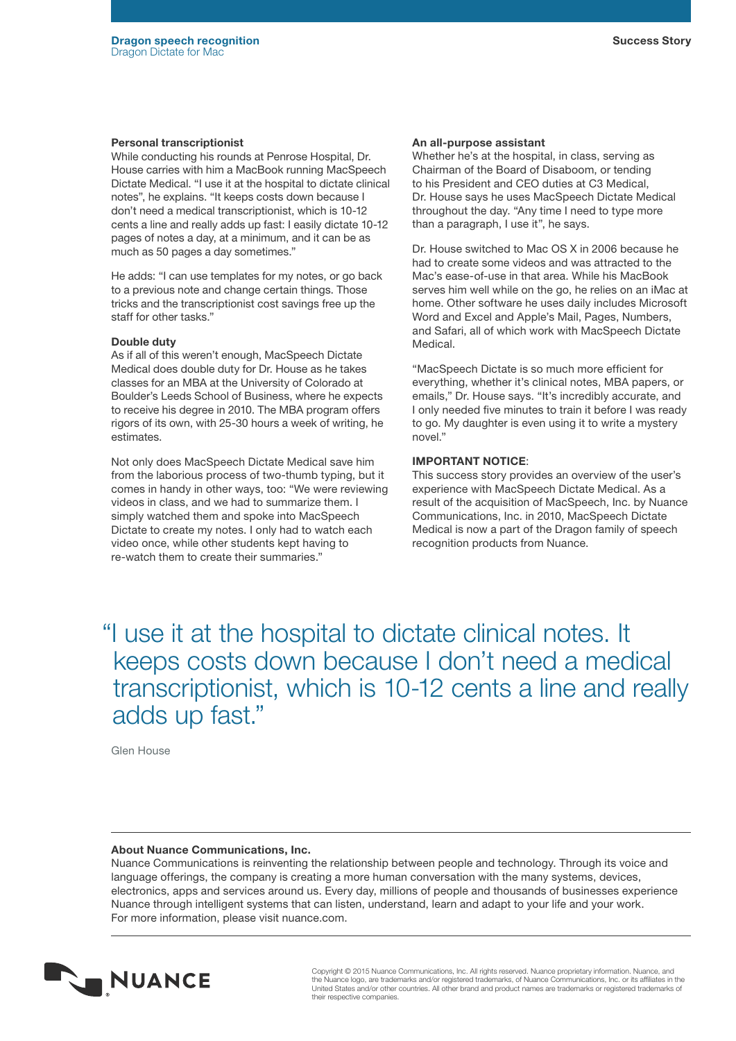### Personal transcriptionist

While conducting his rounds at Penrose Hospital, Dr. House carries with him a MacBook running MacSpeech Dictate Medical. "I use it at the hospital to dictate clinical notes", he explains. "It keeps costs down because I don't need a medical transcriptionist, which is 10-12 cents a line and really adds up fast: I easily dictate 10-12 pages of notes a day, at a minimum, and it can be as much as 50 pages a day sometimes."

He adds: "I can use templates for my notes, or go back to a previous note and change certain things. Those tricks and the transcriptionist cost savings free up the staff for other tasks."

### Double duty

As if all of this weren't enough, MacSpeech Dictate Medical does double duty for Dr. House as he takes classes for an MBA at the University of Colorado at Boulder's Leeds School of Business, where he expects to receive his degree in 2010. The MBA program offers rigors of its own, with 25-30 hours a week of writing, he estimates.

Not only does MacSpeech Dictate Medical save him from the laborious process of two-thumb typing, but it comes in handy in other ways, too: "We were reviewing videos in class, and we had to summarize them. I simply watched them and spoke into MacSpeech Dictate to create my notes. I only had to watch each video once, while other students kept having to re-watch them to create their summaries."

### An all-purpose assistant

Whether he's at the hospital, in class, serving as Chairman of the Board of Disaboom, or tending to his President and CEO duties at C3 Medical, Dr. House says he uses MacSpeech Dictate Medical throughout the day. "Any time I need to type more than a paragraph, I use it", he says.

Dr. House switched to Mac OS X in 2006 because he had to create some videos and was attracted to the Mac's ease-of-use in that area. While his MacBook serves him well while on the go, he relies on an iMac at home. Other software he uses daily includes Microsoft Word and Excel and Apple's Mail, Pages, Numbers, and Safari, all of which work with MacSpeech Dictate Medical.

"MacSpeech Dictate is so much more efficient for everything, whether it's clinical notes, MBA papers, or emails," Dr. House says. "It's incredibly accurate, and I only needed five minutes to train it before I was ready to go. My daughter is even using it to write a mystery novel."

**IMPORTANT NOTICE**:
This success story provides an overview of the user's experience with MacSpeech Dictate Medical. As a result of the acquisition of MacSpeech, Inc. by Nuance Communications, Inc. in 2010, MacSpeech Dictate Medical is now a part of the Dragon family of speech recognition products from Nuance.

> "I use it at the hospital to dictate clinical notes. It keeps costs down because I don't need a medical transcriptionist, which is 10-12 cents a line and really adds up fast."

Glen House

### About Nuance Communications, Inc.

Nuance Communications is reinventing the relationship between people and technology. Through its voice and language offerings, the company is creating a more human conversation with the many systems, devices, electronics, apps and services around us. Every day, millions of people and thousands of businesses experience Nuance through intelligent systems that can listen, understand, learn and adapt to your life and your work. For more information, please visit nuance.com.

NUANCE

Copyright © 2015 Nuance Communications, Inc. All rights reserved. Nuance proprietary information. Nuance, and the Nuance logo, are trademarks and/or registered trademarks, of Nuance Communications, Inc. or its affiliates in the United States and/or other countries. All other brand and product names are trademarks or registered trademarks of their respective companies.